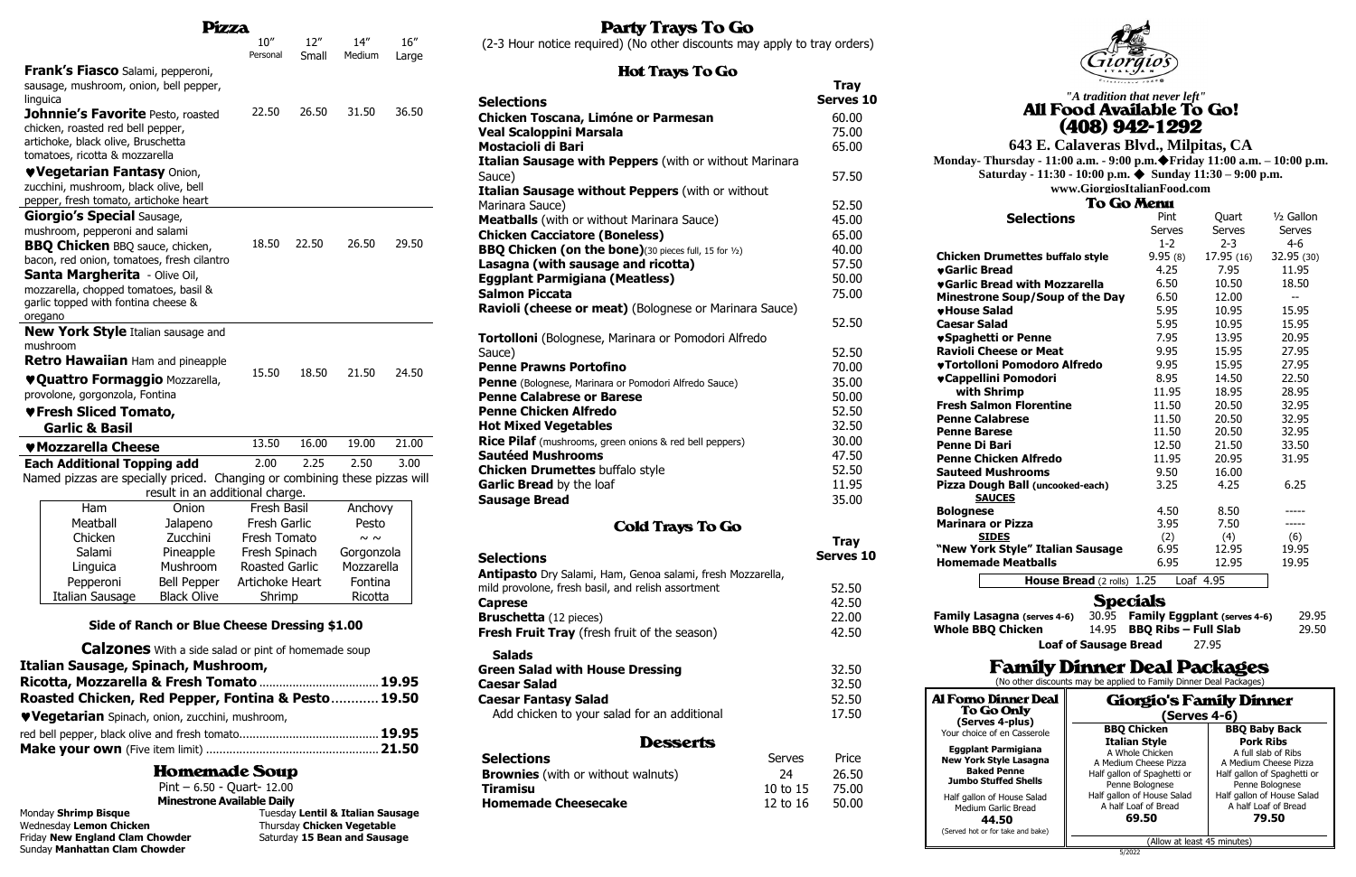# Pizza

| | 10" Personal | 12" Small | 14" Medium | 16" Large |
|---|---|---|---|---|
| **Frank's Fiasco** Salami, pepperoni, sausage, mushroom, onion, bell pepper, linguica<br>**Johnnie's Favorite** Pesto, roasted chicken, roasted red bell pepper, artichoke, black olive, Bruschetta tomatoes, ricotta & mozzarella<br>♥**Vegetarian Fantasy** Onion, zucchini, mushroom, black olive, bell pepper, fresh tomato, artichoke heart | 22.50 | 26.50 | 31.50 | 36.50 |
| **Giorgio's Special** Sausage, mushroom, pepperoni and salami<br>**BBQ Chicken** BBQ sauce, chicken, bacon, red onion, tomatoes, fresh cilantro<br>**Santa Margherita** - Olive Oil, mozzarella, chopped tomatoes, basil & garlic topped with fontina cheese & oregano | 18.50 | 22.50 | 26.50 | 29.50 |
| **New York Style** Italian sausage and mushroom<br>**Retro Hawaiian** Ham and pineapple<br>♥**Quattro Formaggio** Mozzarella, provolone, gorgonzola, Fontina<br>♥**Fresh Sliced Tomato, Garlic & Basil** | 15.50 | 18.50 | 21.50 | 24.50 |
| ♥**Mozzarella Cheese** | 13.50 | 16.00 | 19.00 | 21.00 |
| **Each Additional Topping add** | 2.00 | 2.25 | 2.50 | 3.00 |

Named pizzas are specially priced. Changing or combining these pizzas will result in an additional charge.

| | | | |
|---|---|---|---|
| Ham | Onion | Fresh Basil | Anchovy |
| Meatball | Jalapeno | Fresh Garlic | Pesto |
| Chicken | Zucchini | Fresh Tomato | ~ ~ |
| Salami | Pineapple | Fresh Spinach | Gorgonzola |
| Linguica | Mushroom | Roasted Garlic | Mozzarella |
| Pepperoni | Bell Pepper | Artichoke Heart | Fontina |
| Italian Sausage | Black Olive | Shrimp | Ricotta |

**Side of Ranch or Blue Cheese Dressing $1.00**

**Calzones** With a side salad or pint of homemade soup

**Italian Sausage, Spinach, Mushroom,**
**Ricotta, Mozzarella & Fresh Tomato** .................................... **19.95**
**Roasted Chicken, Red Pepper, Fontina & Pesto**............ **19.50**
♥**Vegetarian** Spinach, onion, zucchini, mushroom,
red bell pepper, black olive and fresh tomato.......................................... **19.95**
**Make your own** (Five item limit) ................................................... **21.50**

## Homemade Soup

Pint – 6.50 - Quart- 12.00
**Minestrone Available Daily**

Monday **Shrimp Bisque**
Tuesday **Lentil & Italian Sausage**
Wednesday **Lemon Chicken**
Thursday **Chicken Vegetable**
Friday **New England Clam Chowder**
Saturday **15 Bean and Sausage**
Sunday **Manhattan Clam Chowder**

# Party Trays To Go

(2-3 Hour notice required) (No other discounts may apply to tray orders)

## Hot Trays To Go

| Selections | Tray Serves 10 |
|---|---|
| **Chicken Toscana, Limóne or Parmesan** | 60.00 |
| **Veal Scaloppini Marsala** | 75.00 |
| **Mostacioli di Bari** | 65.00 |
| **Italian Sausage with Peppers** (with or without Marinara Sauce) | 57.50 |
| **Italian Sausage without Peppers** (with or without Marinara Sauce) | 52.50 |
| **Meatballs** (with or without Marinara Sauce) | 45.00 |
| **Chicken Cacciatore (Boneless)** | 65.00 |
| **BBQ Chicken (on the bone)**(30 pieces full, 15 for ½) | 40.00 |
| **Lasagna (with sausage and ricotta)** | 57.50 |
| **Eggplant Parmigiana (Meatless)** | 50.00 |
| **Salmon Piccata** | 75.00 |
| **Ravioli (cheese or meat)** (Bolognese or Marinara Sauce) | 52.50 |
| **Tortolloni** (Bolognese, Marinara or Pomodori Alfredo Sauce) | 52.50 |
| **Penne Prawns Portofino** | 70.00 |
| **Penne** (Bolognese, Marinara or Pomodori Alfredo Sauce) | 35.00 |
| **Penne Calabrese or Barese** | 50.00 |
| **Penne Chicken Alfredo** | 52.50 |
| **Hot Mixed Vegetables** | 32.50 |
| **Rice Pilaf** (mushrooms, green onions & red bell peppers) | 30.00 |
| **Sautéed Mushrooms** | 47.50 |
| **Chicken Drumettes** buffalo style | 52.50 |
| **Garlic Bread** by the loaf | 11.95 |
| **Sausage Bread** | 35.00 |

## Cold Trays To Go

| Selections | Tray Serves 10 |
|---|---|
| **Antipasto** Dry Salami, Ham, Genoa salami, fresh Mozzarella, mild provolone, fresh basil, and relish assortment | 52.50 |
| **Caprese** | 42.50 |
| **Bruschetta** (12 pieces) | 22.00 |
| **Fresh Fruit Tray** (fresh fruit of the season) | 42.50 |
| **Salads** | |
| **Green Salad with House Dressing** | 32.50 |
| **Caesar Salad** | 32.50 |
| **Caesar Fantasy Salad** | 52.50 |
| Add chicken to your salad for an additional | 17.50 |

## Desserts

| Selections | Serves | Price |
|---|---|---|
| **Brownies** (with or without walnuts) | 24 | 26.50 |
| **Tiramisu** | 10 to 15 | 75.00 |
| **Homemade Cheesecake** | 12 to 16 | 50.00 |

Giorgio's

*"A tradition that never left"*

# All Food Available To Go! (408) 942-1292

**643 E. Calaveras Blvd., Milpitas, CA**

**Monday- Thursday - 11:00 a.m. - 9:00 p.m.◆Friday 11:00 a.m. – 10:00 p.m.**
**Saturday - 11:30 - 10:00 p.m. ◆ Sunday 11:30 – 9:00 p.m.**
**www.GiorgiosItalianFood.com**

## To Go Menu

| Selections | Pint Serves 1-2 | Quart Serves 2-3 | ½ Gallon Serves 4-6 |
|---|---|---|---|
| **Chicken Drumettes buffalo style** | 9.95 (8) | 17.95 (16) | 32.95 (30) |
| ♥**Garlic Bread** | 4.25 | 7.95 | 11.95 |
| ♥**Garlic Bread with Mozzarella** | 6.50 | 10.50 | 18.50 |
| **Minestrone Soup/Soup of the Day** | 6.50 | 12.00 | -- |
| ♥**House Salad** | 5.95 | 10.95 | 15.95 |
| **Caesar Salad** | 5.95 | 10.95 | 15.95 |
| ♥**Spaghetti or Penne** | 7.95 | 13.95 | 20.95 |
| **Ravioli Cheese or Meat** | 9.95 | 15.95 | 27.95 |
| ♥**Tortolloni Pomodoro Alfredo** | 9.95 | 15.95 | 27.95 |
| ♥**Cappellini Pomodori** | 8.95 | 14.50 | 22.50 |
| **with Shrimp** | 11.95 | 18.95 | 28.95 |
| **Fresh Salmon Florentine** | 11.50 | 20.50 | 32.95 |
| **Penne Calabrese** | 11.50 | 20.50 | 32.95 |
| **Penne Barese** | 11.50 | 20.50 | 32.95 |
| **Penne Di Bari** | 12.50 | 21.50 | 33.50 |
| **Penne Chicken Alfredo** | 11.95 | 20.95 | 31.95 |
| **Sauteed Mushrooms** | 9.50 | 16.00 | |
| **Pizza Dough Ball (uncooked-each)** | 3.25 | 4.25 | 6.25 |
| **SAUCES** | | | |
| **Bolognese** | 4.50 | 8.50 | ----- |
| **Marinara or Pizza** | 3.95 | 7.50 | ----- |
| **SIDES** | (2) | (4) | (6) |
| **"New York Style" Italian Sausage** | 6.95 | 12.95 | 19.95 |
| **Homemade Meatballs** | 6.95 | 12.95 | 19.95 |

**House Bread** (2 rolls) 1.25 Loaf 4.95

## Specials

| | | | |
|---|---|---|---|
| **Family Lasagna (serves 4-6)** | 30.95 | **Family Eggplant (serves 4-6)** | 29.95 |
| **Whole BBQ Chicken** | 14.95 | **BBQ Ribs – Full Slab** | 29.50 |

**Loaf of Sausage Bread** 27.95

## Family Dinner Deal Packages

(No other discounts may be applied to Family Dinner Deal Packages)

**Al Forno Dinner Deal To Go Only (Serves 4-plus)**

Your choice of en Casserole

**Eggplant Parmigiana**
**New York Style Lasagna**
**Baked Penne**
**Jumbo Stuffed Shells**

Half gallon of House Salad
Medium Garlic Bread

**44.50**

(Served hot or for take and bake)

**Giorgio's Family Dinner (Serves 4-6)**

| BBQ Chicken Italian Style | BBQ Baby Back Pork Ribs |
|---|---|
| A Whole Chicken | A full slab of Ribs |
| A Medium Cheese Pizza | A Medium Cheese Pizza |
| Half gallon of Spaghetti or Penne Bolognese | Half gallon of Spaghetti or Penne Bolognese |
| Half gallon of House Salad | Half gallon of House Salad |
| A half Loaf of Bread | A half Loaf of Bread |
| **69.50** | **79.50** |

(Allow at least 45 minutes)

5/2022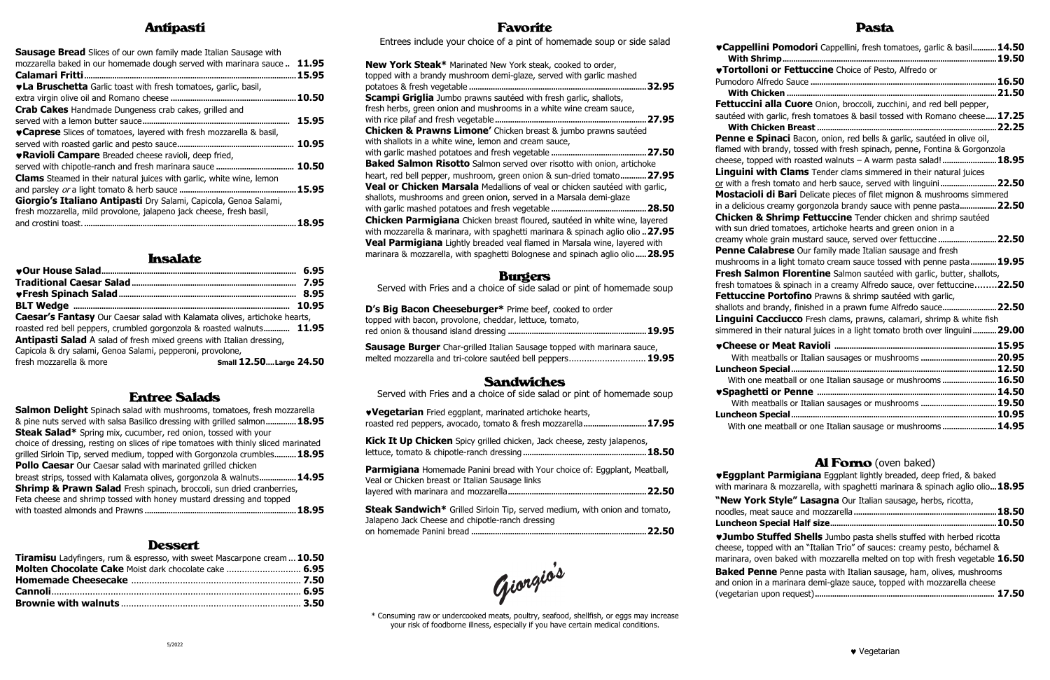## Antipasti

**Sausage Bread** Slices of our own family made Italian Sausage with mozzarella baked in our homemade dough served with marinara sauce .. **11.95**

**Calamari Fritti** ... **15.95**

♥**La Bruschetta** Garlic toast with fresh tomatoes, garlic, basil, extra virgin olive oil and Romano cheese ... **10.50**

**Crab Cakes** Handmade Dungeness crab cakes, grilled and served with a lemon butter sauce ... **15.95**

♥**Caprese** Slices of tomatoes, layered with fresh mozzarella & basil, served with roasted garlic and pesto sauce ... **10.95**

♥**Ravioli Campare** Breaded cheese ravioli, deep fried, served with chipotle-ranch and fresh marinara sauce ... **10.50**

**Clams** Steamed in their natural juices with garlic, white wine, lemon and parsley *or* a light tomato & herb sauce ... **15.95**

**Giorgio's Italiano Antipasti** Dry Salami, Capicola, Genoa Salami, fresh mozzarella, mild provolone, jalapeno jack cheese, fresh basil, and crostini toast. ... **18.95**

## Insalate

♥**Our House Salad** ... **6.95**

**Traditional Caesar Salad** ... **7.95**

♥**Fresh Spinach Salad** ... **8.95**

**BLT Wedge** ... **10.95**

**Caesar's Fantasy** Our Caesar salad with Kalamata olives, artichoke hearts, roasted red bell peppers, crumbled gorgonzola & roasted walnuts ... **11.95**

**Antipasti Salad** A salad of fresh mixed greens with Italian dressing, Capicola & dry salami, Genoa Salami, pepperoni, provolone, fresh mozzarella & more ... Small **12.50**....Large **24.50**

## Entree Salads

**Salmon Delight** Spinach salad with mushrooms, tomatoes, fresh mozzarella & pine nuts served with salsa Basilico dressing with grilled salmon ... **18.95**

**Steak Salad*** Spring mix, cucumber, red onion, tossed with your choice of dressing, resting on slices of ripe tomatoes with thinly sliced marinated grilled Sirloin Tip, served medium, topped with Gorgonzola crumbles ... **18.95**

**Pollo Caesar** Our Caesar salad with marinated grilled chicken breast strips, tossed with Kalamata olives, gorgonzola & walnuts ... **14.95**

**Shrimp & Prawn Salad** Fresh spinach, broccoli, sun dried cranberries, Feta cheese and shrimp tossed with honey mustard dressing and topped with toasted almonds and Prawns ... **18.95**

## Dessert

**Tiramisu** Ladyfingers, rum & espresso, with sweet Mascarpone cream ... **10.50**

**Molten Chocolate Cake** Moist dark chocolate cake ... **6.95**

**Homemade Cheesecake** ... **7.50**

**Cannoli** ... **6.95**

**Brownie with walnuts** ... **3.50**

## Favorite

Entrees include your choice of a pint of homemade soup or side salad

**New York Steak*** Marinated New York steak, cooked to order, topped with a brandy mushroom demi-glaze, served with garlic mashed potatoes & fresh vegetable ... **32.95**

**Scampi Griglia** Jumbo prawns sautéed with fresh garlic, shallots, fresh herbs, green onion and mushrooms in a white wine cream sauce, with rice pilaf and fresh vegetable ... **27.95**

**Chicken & Prawns Limone'** Chicken breast & jumbo prawns sautéed with shallots in a white wine, lemon and cream sauce, with garlic mashed potatoes and fresh vegetable ... **27.50**

**Baked Salmon Risotto** Salmon served over risotto with onion, artichoke heart, red bell pepper, mushroom, green onion & sun-dried tomato ... **27.95**

**Veal or Chicken Marsala** Medallions of veal or chicken sautéed with garlic, shallots, mushrooms and green onion, served in a Marsala demi-glaze with garlic mashed potatoes and fresh vegetable ... **28.50**

**Chicken Parmigiana** Chicken breast floured, sautéed in white wine, layered with mozzarella & marinara, with spaghetti marinara & spinach aglio olio .. **27.95**

**Veal Parmigiana** Lightly breaded veal flamed in Marsala wine, layered with marinara & mozzarella, with spaghetti Bolognese and spinach aglio olio ... **28.95**

## Burgers

Served with Fries and a choice of side salad or pint of homemade soup

**D's Big Bacon Cheeseburger*** Prime beef, cooked to order topped with bacon, provolone, cheddar, lettuce, tomato, red onion & thousand island dressing ... **19.95**

**Sausage Burger** Char-grilled Italian Sausage topped with marinara sauce, melted mozzarella and tri-colore sautéed bell peppers ... **19.95**

## Sandwiches

Served with Fries and a choice of side salad or pint of homemade soup

♥**Vegetarian** Fried eggplant, marinated artichoke hearts, roasted red peppers, avocado, tomato & fresh mozzarella ... **17.95**

**Kick It Up Chicken** Spicy grilled chicken, Jack cheese, zesty jalapenos, lettuce, tomato & chipotle-ranch dressing ... **18.50**

**Parmigiana** Homemade Panini bread with Your choice of: Eggplant, Meatball, Veal or Chicken breast or Italian Sausage links layered with marinara and mozzarella ... **22.50**

**Steak Sandwich*** Grilled Sirloin Tip, served with onion and tomato, Jalapeno Jack Cheese and chipotle-ranch dressing on homemade Panini bread ... **22.50**

*Giorgio's*

\* Consuming raw or undercooked meats, poultry, seafood, shellfish, or eggs may increase your risk of foodborne illness, especially if you have certain medical conditions.

## Pasta

♥**Cappellini Pomodori** Cappellini, fresh tomatoes, garlic & basil ... **14.50**
**With Shrimp** ... **19.50**

♥**Tortolloni or Fettuccine** Choice of Pesto, Alfredo or Pumodoro Alfredo Sauce ... **16.50**
**With Chicken** ... **21.50**

**Fettuccini alla Cuore** Onion, broccoli, zucchini, and red bell pepper, sautéed with garlic, fresh tomatoes & basil tossed with Romano cheese ... **17.25**
**With Chicken Breast** ... **22.25**

**Penne e Spinaci** Bacon, onion, red bells & garlic, sautéed in olive oil, flamed with brandy, tossed with fresh spinach, penne, Fontina & Gorgonzola cheese, topped with roasted walnuts – A warm pasta salad! ... **18.95**

**Linguini with Clams** Tender clams simmered in their natural juices or with a fresh tomato and herb sauce, served with linguini ... **22.50**

**Mostacioli di Bari** Delicate pieces of filet mignon & mushrooms simmered in a delicious creamy gorgonzola brandy sauce with penne pasta ... **22.50**

**Chicken & Shrimp Fettuccine** Tender chicken and shrimp sautéed with sun dried tomatoes, artichoke hearts and green onion in a creamy whole grain mustard sauce, served over fettuccine ... **22.50**

**Penne Calabrese** Our family made Italian sausage and fresh mushrooms in a light tomato cream sauce tossed with penne pasta ... **19.95**

**Fresh Salmon Florentine** Salmon sautéed with garlic, butter, shallots, fresh tomatoes & spinach in a creamy Alfredo sauce, over fettuccine ... **22.50**

**Fettuccine Portofino** Prawns & shrimp sautéed with garlic, shallots and brandy, finished in a prawn fume Alfredo sauce ... **22.50**

**Linguini Cacciucco** Fresh clams, prawns, calamari, shrimp & white fish simmered in their natural juices in a light tomato broth over linguini ... **29.00**

♥**Cheese or Meat Ravioli** ... **15.95**
With meatballs or Italian sausages or mushrooms ... **20.95**
**Luncheon Special** ... **12.50**
With one meatball or one Italian sausage or mushrooms ... **16.50**

♥**Spaghetti or Penne** ... **14.50**
With meatballs or Italian sausages or mushrooms ... **19.50**
**Luncheon Special** ... **10.95**
With one meatball or one Italian sausage or mushrooms ... **14.95**

## Al Forno (oven baked)

♥**Eggplant Parmigiana** Eggplant lightly breaded, deep fried, & baked with marinara & mozzarella, with spaghetti marinara & spinach aglio olio ... **18.95**

**"New York Style" Lasagna** Our Italian sausage, herbs, ricotta, noodles, meat sauce and mozzarella ... **18.50**
**Luncheon Special Half size** ... **10.50**

♥**Jumbo Stuffed Shells** Jumbo pasta shells stuffed with herbed ricotta cheese, topped with an "Italian Trio" of sauces: creamy pesto, béchamel & marinara, oven baked with mozzarella melted on top with fresh vegetable **16.50**

**Baked Penne** Penne pasta with Italian sausage, ham, olives, mushrooms and onion in a marinara demi-glaze sauce, topped with mozzarella cheese (vegetarian upon request) ... **17.50**

5/2022

♥ Vegetarian